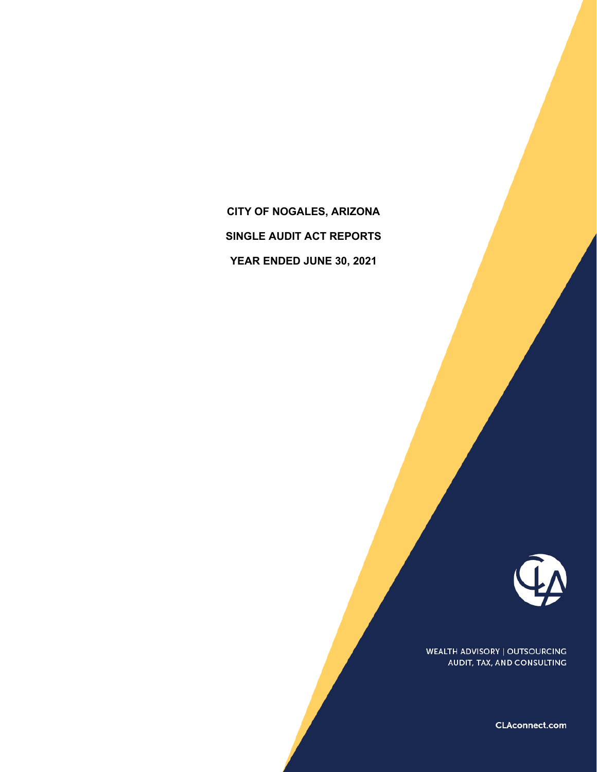# CITY OF NOGALES, ARIZONA

## SINGLE AUDIT ACT REPORTS

## YEAR ENDED JUNE 30, 2021

WEALTH ADVISORY | OUTSOURCING
AUDIT, TAX, AND CONSULTING

CLAconnect.com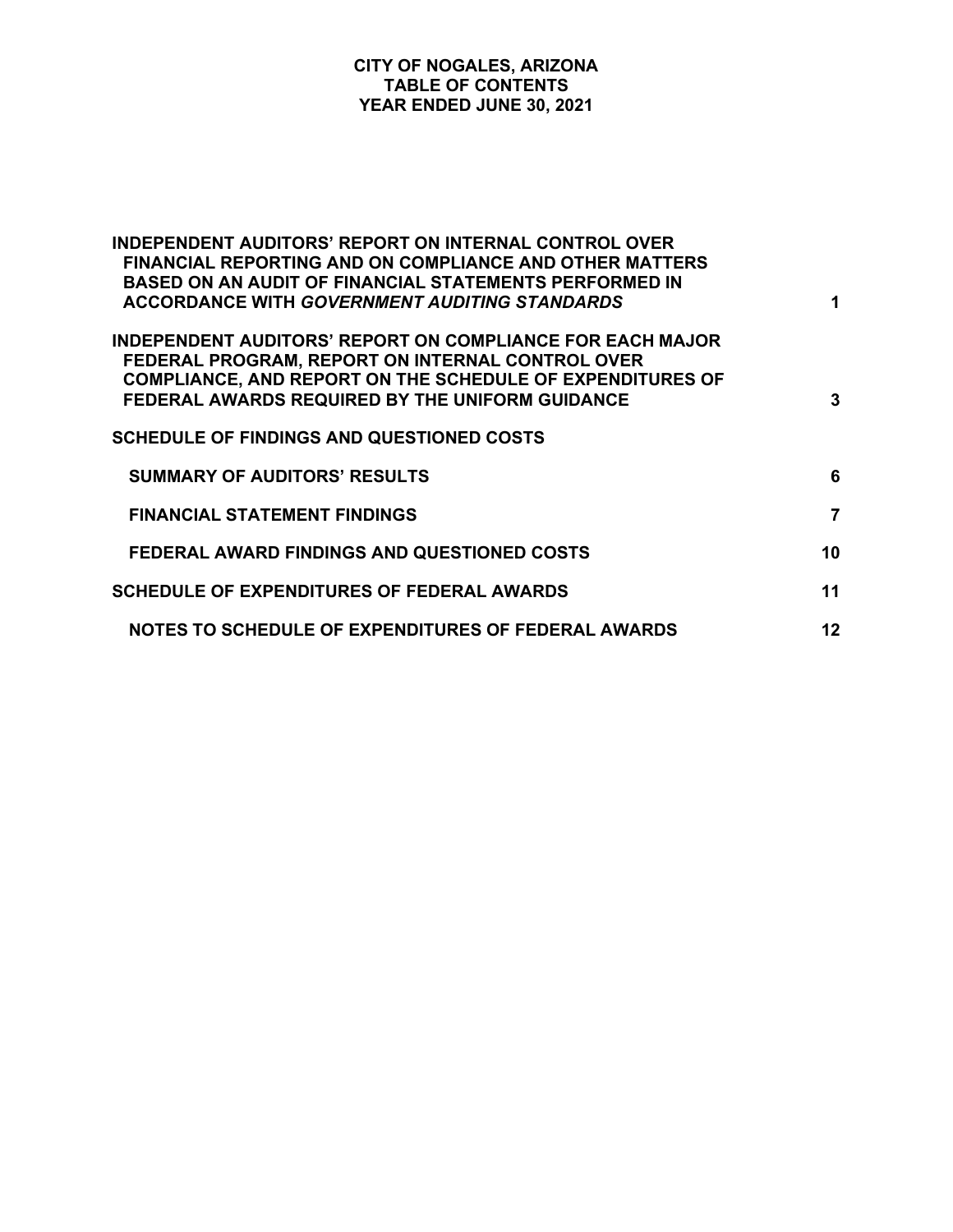# CITY OF NOGALES, ARIZONA
## TABLE OF CONTENTS
## YEAR ENDED JUNE 30, 2021

| | |
|---|---|
| **INDEPENDENT AUDITORS' REPORT ON INTERNAL CONTROL OVER FINANCIAL REPORTING AND ON COMPLIANCE AND OTHER MATTERS BASED ON AN AUDIT OF FINANCIAL STATEMENTS PERFORMED IN ACCORDANCE WITH *GOVERNMENT AUDITING STANDARDS*** | **1** |
| **INDEPENDENT AUDITORS' REPORT ON COMPLIANCE FOR EACH MAJOR FEDERAL PROGRAM, REPORT ON INTERNAL CONTROL OVER COMPLIANCE, AND REPORT ON THE SCHEDULE OF EXPENDITURES OF FEDERAL AWARDS REQUIRED BY THE UNIFORM GUIDANCE** | **3** |
| **SCHEDULE OF FINDINGS AND QUESTIONED COSTS** | |
| **SUMMARY OF AUDITORS' RESULTS** | **6** |
| **FINANCIAL STATEMENT FINDINGS** | **7** |
| **FEDERAL AWARD FINDINGS AND QUESTIONED COSTS** | **10** |
| **SCHEDULE OF EXPENDITURES OF FEDERAL AWARDS** | **11** |
| **NOTES TO SCHEDULE OF EXPENDITURES OF FEDERAL AWARDS** | **12** |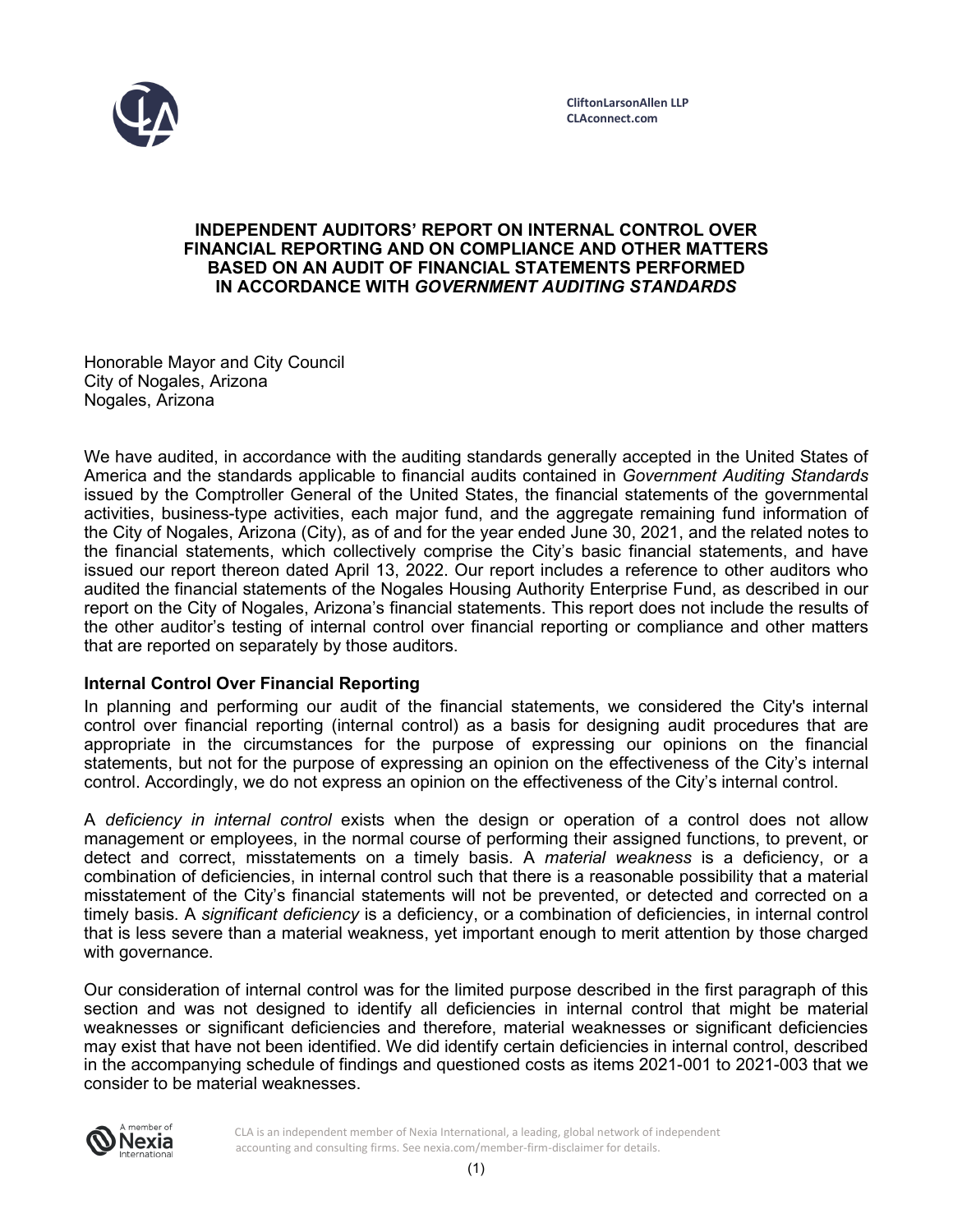CliftonLarsonAllen LLP
CLAconnect.com

# INDEPENDENT AUDITORS' REPORT ON INTERNAL CONTROL OVER FINANCIAL REPORTING AND ON COMPLIANCE AND OTHER MATTERS BASED ON AN AUDIT OF FINANCIAL STATEMENTS PERFORMED IN ACCORDANCE WITH *GOVERNMENT AUDITING STANDARDS*

Honorable Mayor and City Council
City of Nogales, Arizona
Nogales, Arizona

We have audited, in accordance with the auditing standards generally accepted in the United States of America and the standards applicable to financial audits contained in *Government Auditing Standards* issued by the Comptroller General of the United States, the financial statements of the governmental activities, business-type activities, each major fund, and the aggregate remaining fund information of the City of Nogales, Arizona (City), as of and for the year ended June 30, 2021, and the related notes to the financial statements, which collectively comprise the City's basic financial statements, and have issued our report thereon dated April 13, 2022. Our report includes a reference to other auditors who audited the financial statements of the Nogales Housing Authority Enterprise Fund, as described in our report on the City of Nogales, Arizona's financial statements. This report does not include the results of the other auditor's testing of internal control over financial reporting or compliance and other matters that are reported on separately by those auditors.

## Internal Control Over Financial Reporting

In planning and performing our audit of the financial statements, we considered the City's internal control over financial reporting (internal control) as a basis for designing audit procedures that are appropriate in the circumstances for the purpose of expressing our opinions on the financial statements, but not for the purpose of expressing an opinion on the effectiveness of the City's internal control. Accordingly, we do not express an opinion on the effectiveness of the City's internal control.

A *deficiency in internal control* exists when the design or operation of a control does not allow management or employees, in the normal course of performing their assigned functions, to prevent, or detect and correct, misstatements on a timely basis. A *material weakness* is a deficiency, or a combination of deficiencies, in internal control such that there is a reasonable possibility that a material misstatement of the City's financial statements will not be prevented, or detected and corrected on a timely basis. A *significant deficiency* is a deficiency, or a combination of deficiencies, in internal control that is less severe than a material weakness, yet important enough to merit attention by those charged with governance.

Our consideration of internal control was for the limited purpose described in the first paragraph of this section and was not designed to identify all deficiencies in internal control that might be material weaknesses or significant deficiencies and therefore, material weaknesses or significant deficiencies may exist that have not been identified. We did identify certain deficiencies in internal control, described in the accompanying schedule of findings and questioned costs as items 2021-001 to 2021-003 that we consider to be material weaknesses.

CLA is an independent member of Nexia International, a leading, global network of independent accounting and consulting firms. See nexia.com/member-firm-disclaimer for details.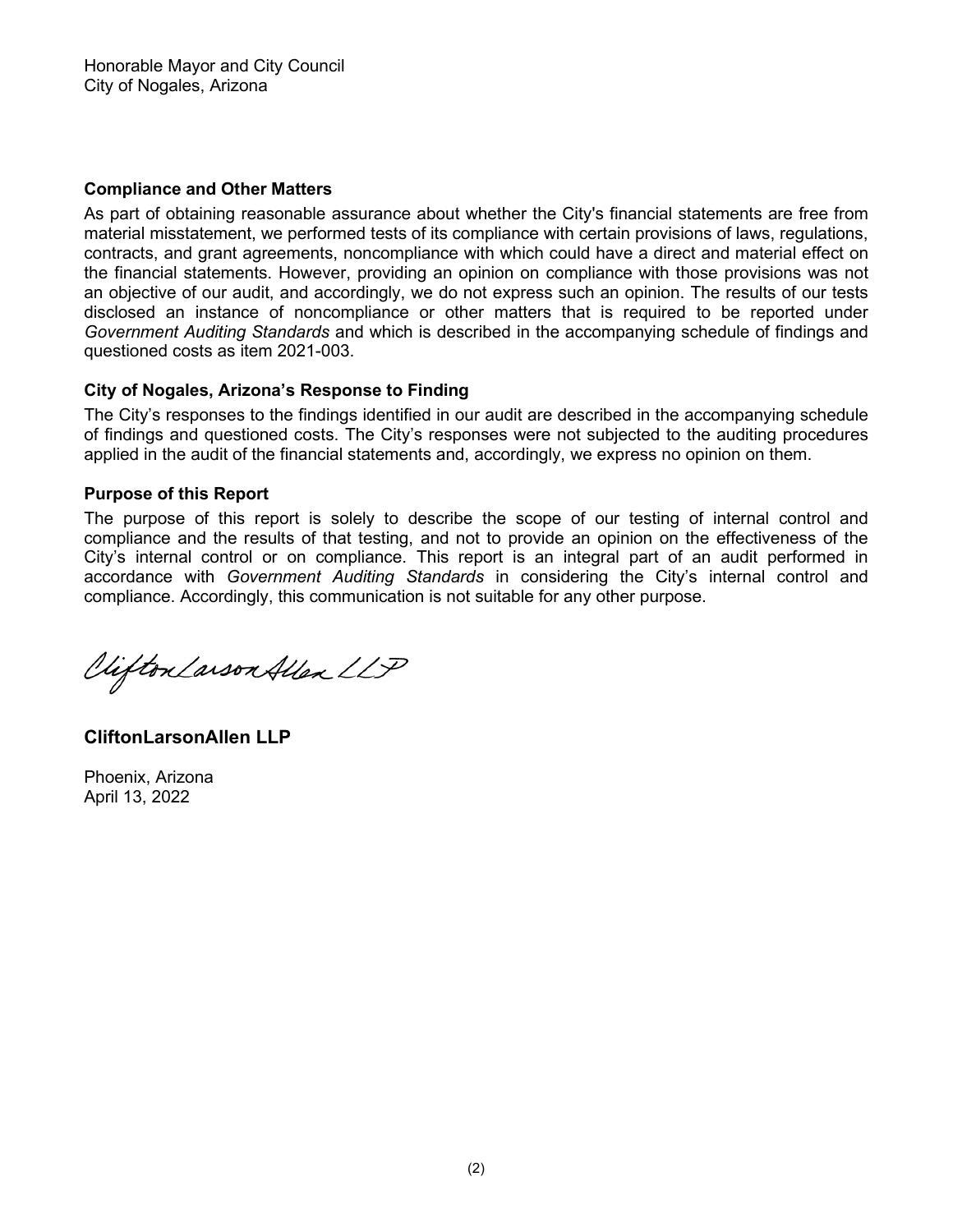Honorable Mayor and City Council
City of Nogales, Arizona

**Compliance and Other Matters**

As part of obtaining reasonable assurance about whether the City's financial statements are free from material misstatement, we performed tests of its compliance with certain provisions of laws, regulations, contracts, and grant agreements, noncompliance with which could have a direct and material effect on the financial statements. However, providing an opinion on compliance with those provisions was not an objective of our audit, and accordingly, we do not express such an opinion. The results of our tests disclosed an instance of noncompliance or other matters that is required to be reported under *Government Auditing Standards* and which is described in the accompanying schedule of findings and questioned costs as item 2021-003.

**City of Nogales, Arizona's Response to Finding**

The City's responses to the findings identified in our audit are described in the accompanying schedule of findings and questioned costs. The City's responses were not subjected to the auditing procedures applied in the audit of the financial statements and, accordingly, we express no opinion on them.

**Purpose of this Report**

The purpose of this report is solely to describe the scope of our testing of internal control and compliance and the results of that testing, and not to provide an opinion on the effectiveness of the City's internal control or on compliance. This report is an integral part of an audit performed in accordance with *Government Auditing Standards* in considering the City's internal control and compliance. Accordingly, this communication is not suitable for any other purpose.

CliftonLarsonAllen LLP

**CliftonLarsonAllen LLP**

Phoenix, Arizona
April 13, 2022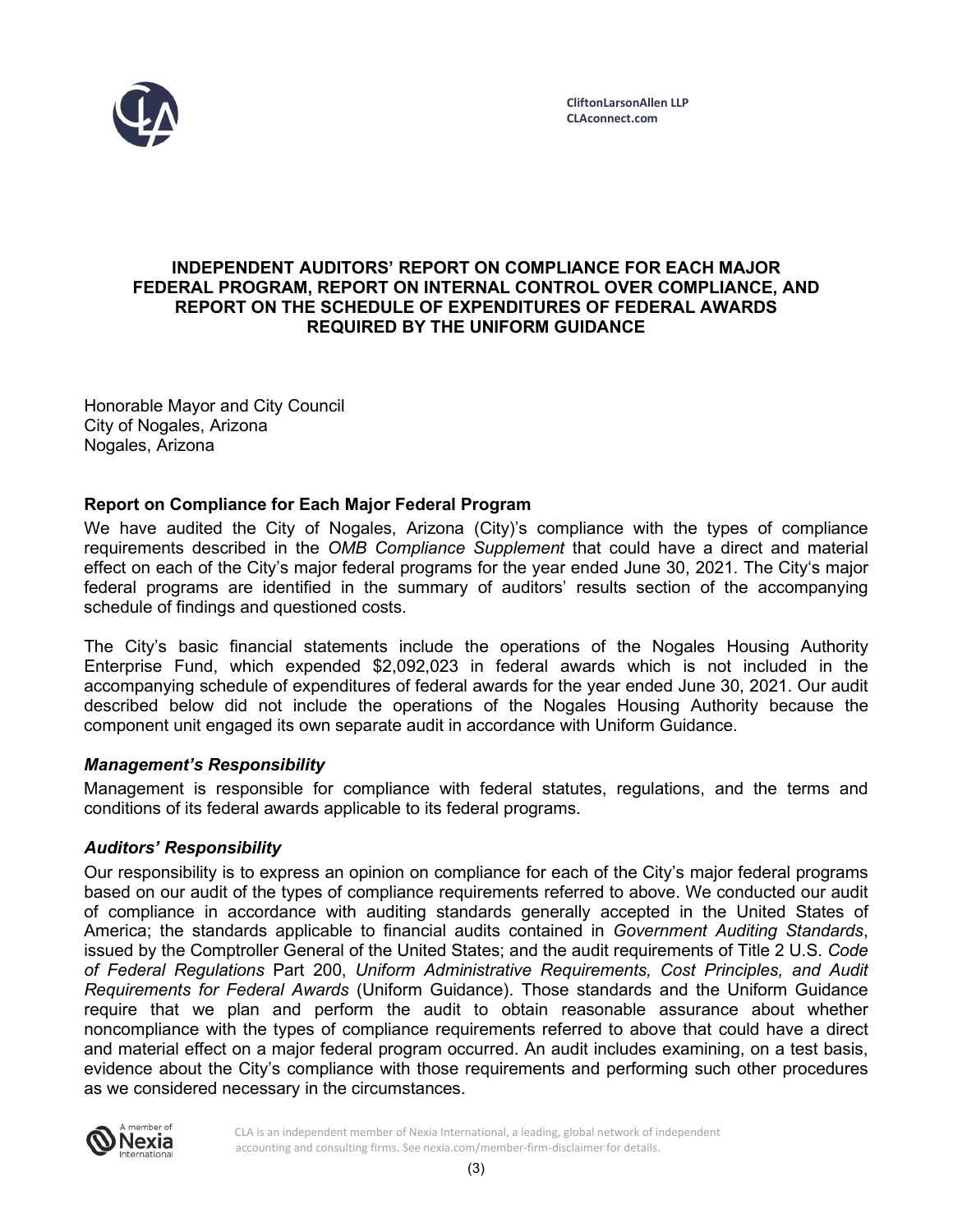CliftonLarsonAllen LLP
CLAconnect.com

# INDEPENDENT AUDITORS' REPORT ON COMPLIANCE FOR EACH MAJOR FEDERAL PROGRAM, REPORT ON INTERNAL CONTROL OVER COMPLIANCE, AND REPORT ON THE SCHEDULE OF EXPENDITURES OF FEDERAL AWARDS REQUIRED BY THE UNIFORM GUIDANCE

Honorable Mayor and City Council
City of Nogales, Arizona
Nogales, Arizona

## Report on Compliance for Each Major Federal Program

We have audited the City of Nogales, Arizona (City)'s compliance with the types of compliance requirements described in the *OMB Compliance Supplement* that could have a direct and material effect on each of the City's major federal programs for the year ended June 30, 2021. The City's major federal programs are identified in the summary of auditors' results section of the accompanying schedule of findings and questioned costs.

The City's basic financial statements include the operations of the Nogales Housing Authority Enterprise Fund, which expended $2,092,023 in federal awards which is not included in the accompanying schedule of expenditures of federal awards for the year ended June 30, 2021. Our audit described below did not include the operations of the Nogales Housing Authority because the component unit engaged its own separate audit in accordance with Uniform Guidance.

### *Management's Responsibility*

Management is responsible for compliance with federal statutes, regulations, and the terms and conditions of its federal awards applicable to its federal programs.

### *Auditors' Responsibility*

Our responsibility is to express an opinion on compliance for each of the City's major federal programs based on our audit of the types of compliance requirements referred to above. We conducted our audit of compliance in accordance with auditing standards generally accepted in the United States of America; the standards applicable to financial audits contained in *Government Auditing Standards*, issued by the Comptroller General of the United States; and the audit requirements of Title 2 U.S. *Code of Federal Regulations* Part 200, *Uniform Administrative Requirements, Cost Principles, and Audit Requirements for Federal Awards* (Uniform Guidance). Those standards and the Uniform Guidance require that we plan and perform the audit to obtain reasonable assurance about whether noncompliance with the types of compliance requirements referred to above that could have a direct and material effect on a major federal program occurred. An audit includes examining, on a test basis, evidence about the City's compliance with those requirements and performing such other procedures as we considered necessary in the circumstances.

CLA is an independent member of Nexia International, a leading, global network of independent accounting and consulting firms. See nexia.com/member-firm-disclaimer for details.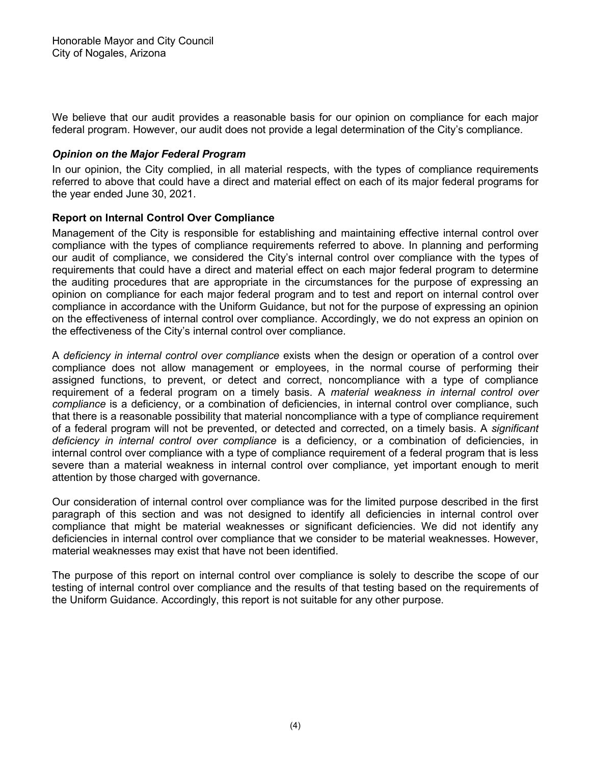Honorable Mayor and City Council
City of Nogales, Arizona

We believe that our audit provides a reasonable basis for our opinion on compliance for each major federal program. However, our audit does not provide a legal determination of the City's compliance.

### *Opinion on the Major Federal Program*

In our opinion, the City complied, in all material respects, with the types of compliance requirements referred to above that could have a direct and material effect on each of its major federal programs for the year ended June 30, 2021.

### Report on Internal Control Over Compliance

Management of the City is responsible for establishing and maintaining effective internal control over compliance with the types of compliance requirements referred to above. In planning and performing our audit of compliance, we considered the City's internal control over compliance with the types of requirements that could have a direct and material effect on each major federal program to determine the auditing procedures that are appropriate in the circumstances for the purpose of expressing an opinion on compliance for each major federal program and to test and report on internal control over compliance in accordance with the Uniform Guidance, but not for the purpose of expressing an opinion on the effectiveness of internal control over compliance. Accordingly, we do not express an opinion on the effectiveness of the City's internal control over compliance.

A *deficiency in internal control over compliance* exists when the design or operation of a control over compliance does not allow management or employees, in the normal course of performing their assigned functions, to prevent, or detect and correct, noncompliance with a type of compliance requirement of a federal program on a timely basis. A *material weakness in internal control over compliance* is a deficiency, or a combination of deficiencies, in internal control over compliance, such that there is a reasonable possibility that material noncompliance with a type of compliance requirement of a federal program will not be prevented, or detected and corrected, on a timely basis. A *significant deficiency in internal control over compliance* is a deficiency, or a combination of deficiencies, in internal control over compliance with a type of compliance requirement of a federal program that is less severe than a material weakness in internal control over compliance, yet important enough to merit attention by those charged with governance.

Our consideration of internal control over compliance was for the limited purpose described in the first paragraph of this section and was not designed to identify all deficiencies in internal control over compliance that might be material weaknesses or significant deficiencies. We did not identify any deficiencies in internal control over compliance that we consider to be material weaknesses. However, material weaknesses may exist that have not been identified.

The purpose of this report on internal control over compliance is solely to describe the scope of our testing of internal control over compliance and the results of that testing based on the requirements of the Uniform Guidance. Accordingly, this report is not suitable for any other purpose.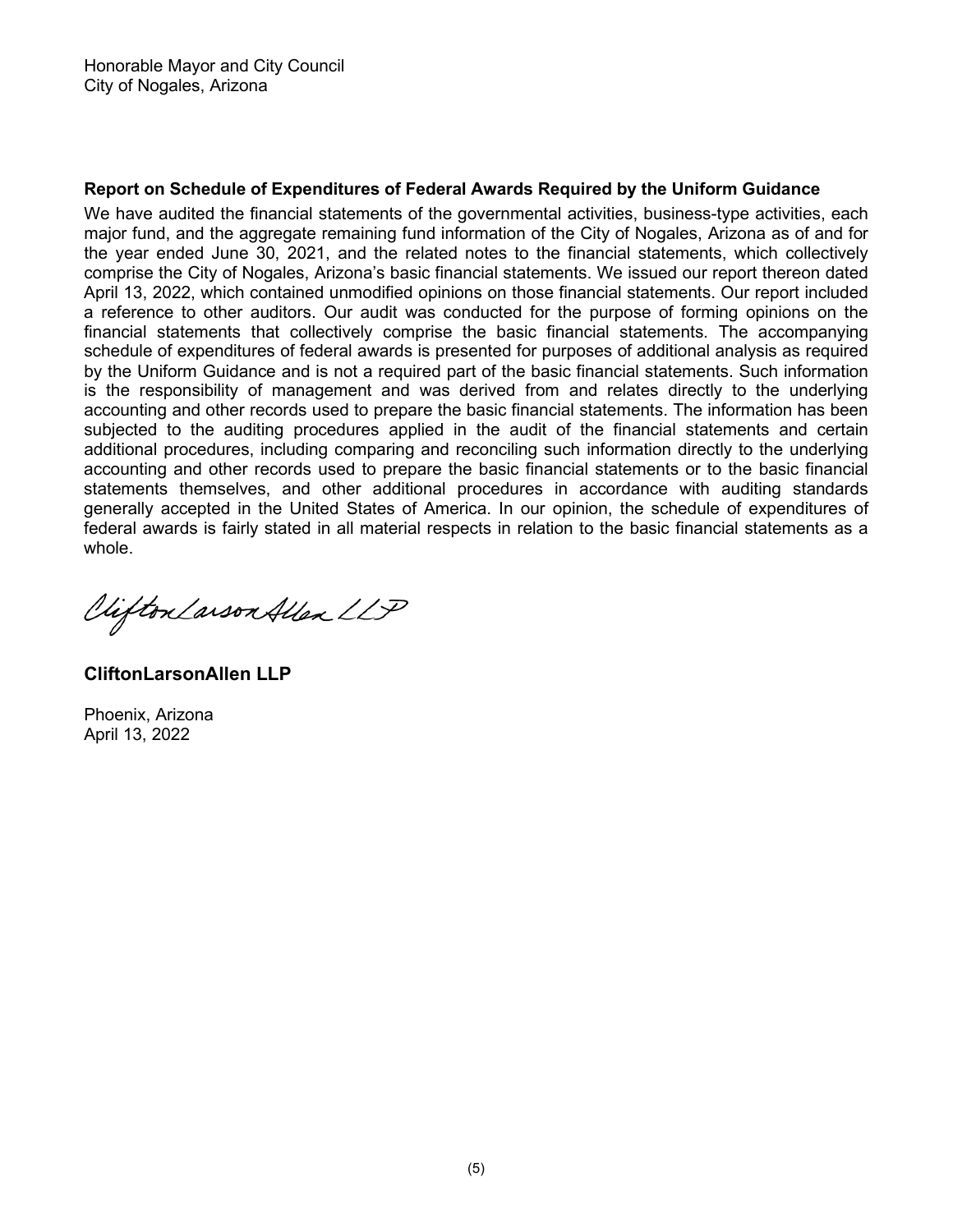Honorable Mayor and City Council
City of Nogales, Arizona

**Report on Schedule of Expenditures of Federal Awards Required by the Uniform Guidance**

We have audited the financial statements of the governmental activities, business-type activities, each major fund, and the aggregate remaining fund information of the City of Nogales, Arizona as of and for the year ended June 30, 2021, and the related notes to the financial statements, which collectively comprise the City of Nogales, Arizona's basic financial statements. We issued our report thereon dated April 13, 2022, which contained unmodified opinions on those financial statements. Our report included a reference to other auditors. Our audit was conducted for the purpose of forming opinions on the financial statements that collectively comprise the basic financial statements. The accompanying schedule of expenditures of federal awards is presented for purposes of additional analysis as required by the Uniform Guidance and is not a required part of the basic financial statements. Such information is the responsibility of management and was derived from and relates directly to the underlying accounting and other records used to prepare the basic financial statements. The information has been subjected to the auditing procedures applied in the audit of the financial statements and certain additional procedures, including comparing and reconciling such information directly to the underlying accounting and other records used to prepare the basic financial statements or to the basic financial statements themselves, and other additional procedures in accordance with auditing standards generally accepted in the United States of America. In our opinion, the schedule of expenditures of federal awards is fairly stated in all material respects in relation to the basic financial statements as a whole.

CliftonLarsonAllen LLP

**CliftonLarsonAllen LLP**

Phoenix, Arizona
April 13, 2022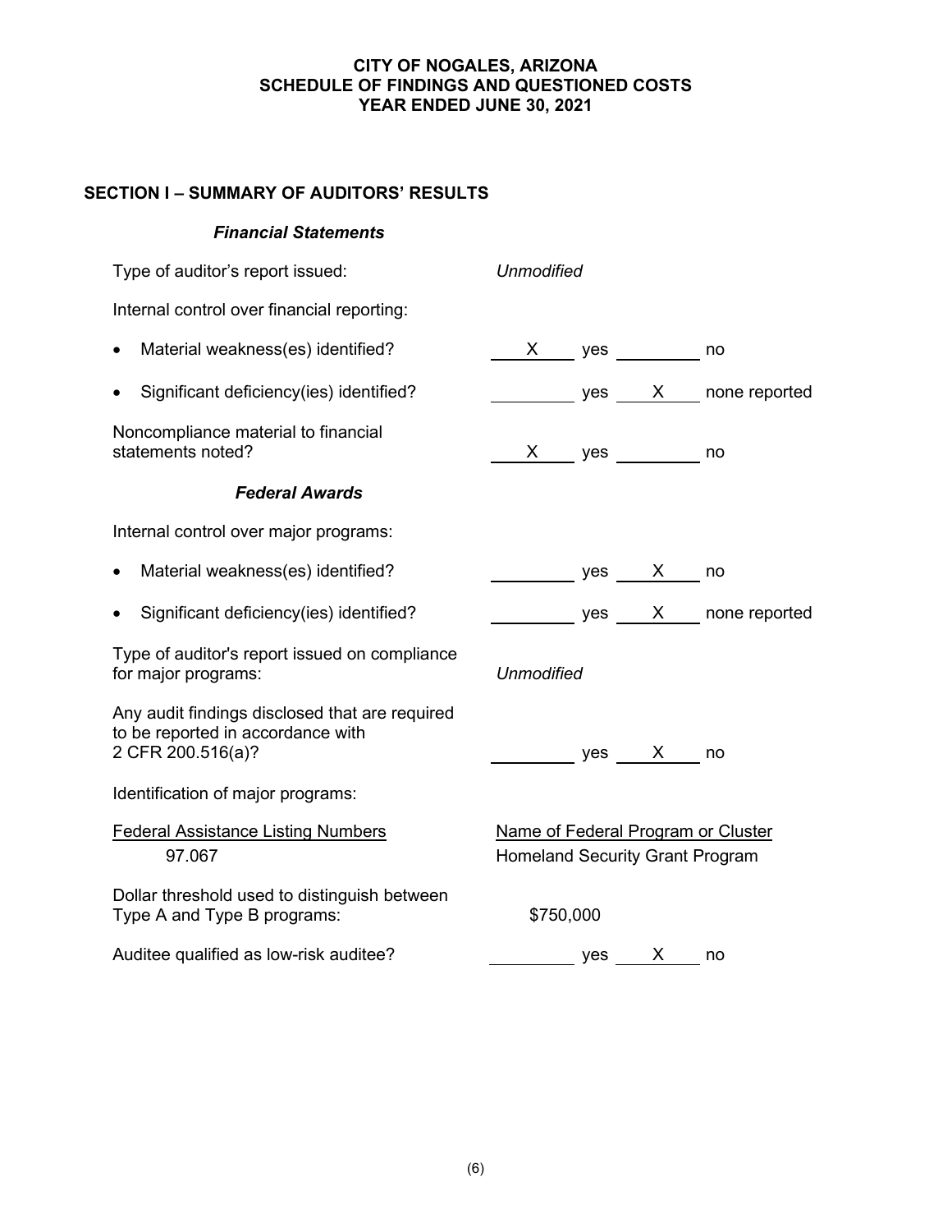# CITY OF NOGALES, ARIZONA
# SCHEDULE OF FINDINGS AND QUESTIONED COSTS
# YEAR ENDED JUNE 30, 2021

## SECTION I – SUMMARY OF AUDITORS' RESULTS

### *Financial Statements*

Type of auditor's report issued: *Unmodified*

Internal control over financial reporting:

- Material weakness(es) identified? __X__ yes _____ no
- Significant deficiency(ies) identified? _____ yes __X__ none reported

Noncompliance material to financial statements noted? __X__ yes _____ no

### *Federal Awards*

Internal control over major programs:

- Material weakness(es) identified? _____ yes __X__ no
- Significant deficiency(ies) identified? _____ yes __X__ none reported

Type of auditor's report issued on compliance for major programs: *Unmodified*

Any audit findings disclosed that are required to be reported in accordance with 2 CFR 200.516(a)? _____ yes __X__ no

Identification of major programs:

| Federal Assistance Listing Numbers | Name of Federal Program or Cluster |
|---|---|
| 97.067 | Homeland Security Grant Program |

Dollar threshold used to distinguish between Type A and Type B programs: $750,000

Auditee qualified as low-risk auditee? _____ yes __X__ no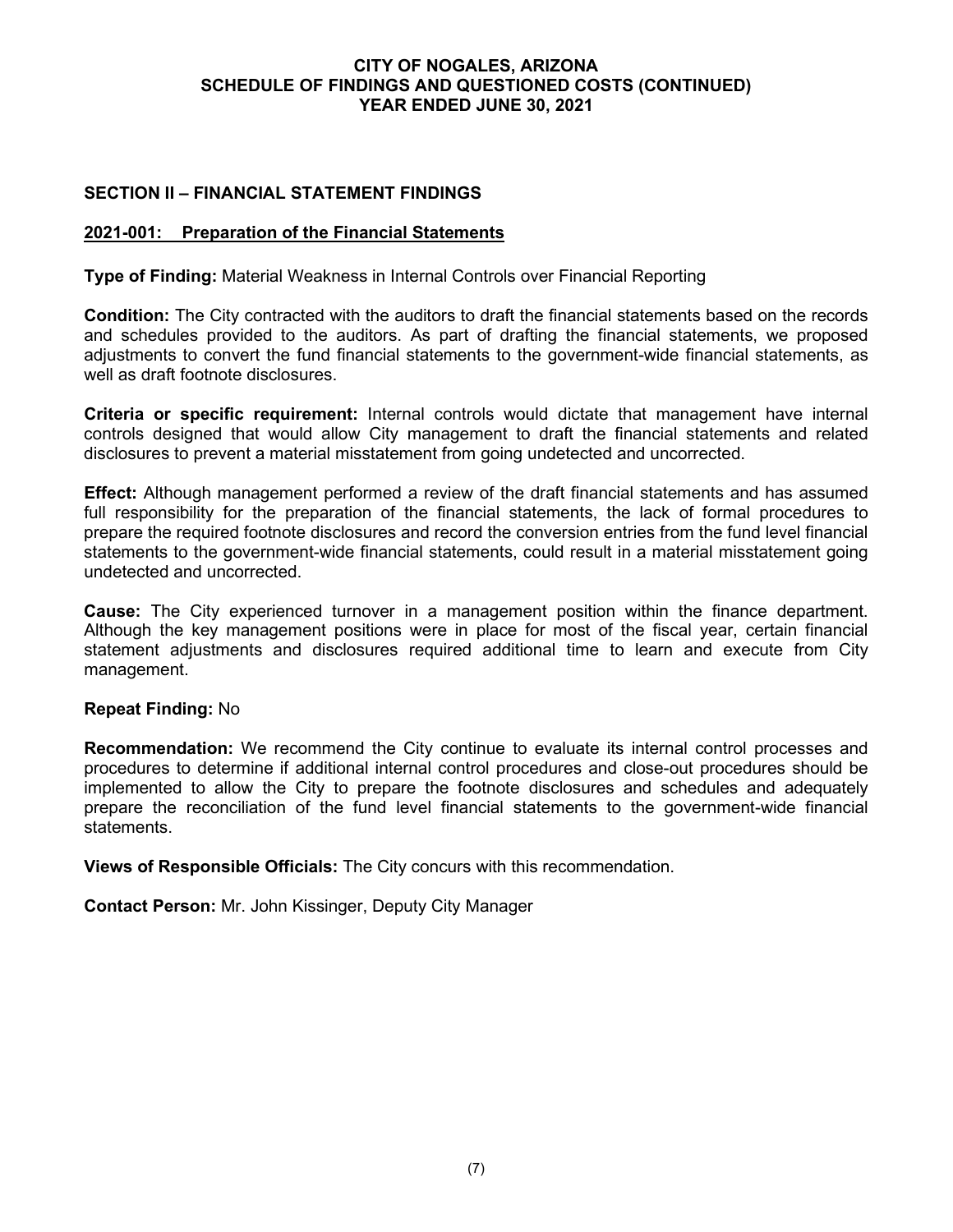# CITY OF NOGALES, ARIZONA
# SCHEDULE OF FINDINGS AND QUESTIONED COSTS (CONTINUED)
# YEAR ENDED JUNE 30, 2021

## SECTION II – FINANCIAL STATEMENT FINDINGS

### 2021-001: Preparation of the Financial Statements

**Type of Finding:** Material Weakness in Internal Controls over Financial Reporting

**Condition:** The City contracted with the auditors to draft the financial statements based on the records and schedules provided to the auditors. As part of drafting the financial statements, we proposed adjustments to convert the fund financial statements to the government-wide financial statements, as well as draft footnote disclosures.

**Criteria or specific requirement:** Internal controls would dictate that management have internal controls designed that would allow City management to draft the financial statements and related disclosures to prevent a material misstatement from going undetected and uncorrected.

**Effect:** Although management performed a review of the draft financial statements and has assumed full responsibility for the preparation of the financial statements, the lack of formal procedures to prepare the required footnote disclosures and record the conversion entries from the fund level financial statements to the government-wide financial statements, could result in a material misstatement going undetected and uncorrected.

**Cause:** The City experienced turnover in a management position within the finance department. Although the key management positions were in place for most of the fiscal year, certain financial statement adjustments and disclosures required additional time to learn and execute from City management.

**Repeat Finding:** No

**Recommendation:** We recommend the City continue to evaluate its internal control processes and procedures to determine if additional internal control procedures and close-out procedures should be implemented to allow the City to prepare the footnote disclosures and schedules and adequately prepare the reconciliation of the fund level financial statements to the government-wide financial statements.

**Views of Responsible Officials:** The City concurs with this recommendation.

**Contact Person:** Mr. John Kissinger, Deputy City Manager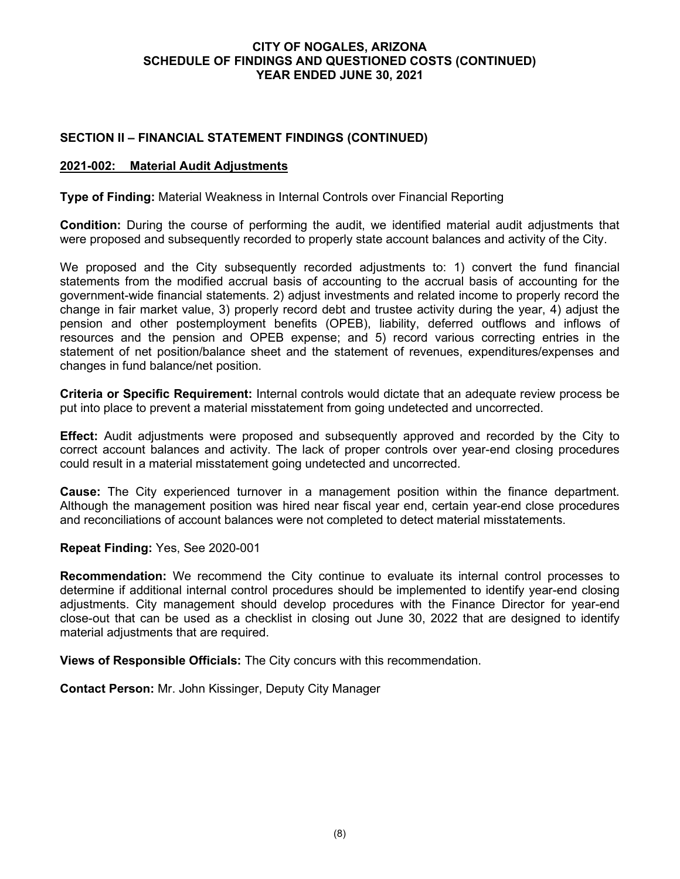## SECTION II – FINANCIAL STATEMENT FINDINGS (CONTINUED)

### 2021-002: Material Audit Adjustments

**Type of Finding:** Material Weakness in Internal Controls over Financial Reporting

**Condition:** During the course of performing the audit, we identified material audit adjustments that were proposed and subsequently recorded to properly state account balances and activity of the City.

We proposed and the City subsequently recorded adjustments to: 1) convert the fund financial statements from the modified accrual basis of accounting to the accrual basis of accounting for the government-wide financial statements. 2) adjust investments and related income to properly record the change in fair market value, 3) properly record debt and trustee activity during the year, 4) adjust the pension and other postemployment benefits (OPEB), liability, deferred outflows and inflows of resources and the pension and OPEB expense; and 5) record various correcting entries in the statement of net position/balance sheet and the statement of revenues, expenditures/expenses and changes in fund balance/net position.

**Criteria or Specific Requirement:** Internal controls would dictate that an adequate review process be put into place to prevent a material misstatement from going undetected and uncorrected.

**Effect:** Audit adjustments were proposed and subsequently approved and recorded by the City to correct account balances and activity. The lack of proper controls over year-end closing procedures could result in a material misstatement going undetected and uncorrected.

**Cause:** The City experienced turnover in a management position within the finance department. Although the management position was hired near fiscal year end, certain year-end close procedures and reconciliations of account balances were not completed to detect material misstatements.

**Repeat Finding:** Yes, See 2020-001

**Recommendation:** We recommend the City continue to evaluate its internal control processes to determine if additional internal control procedures should be implemented to identify year-end closing adjustments. City management should develop procedures with the Finance Director for year-end close-out that can be used as a checklist in closing out June 30, 2022 that are designed to identify material adjustments that are required.

**Views of Responsible Officials:** The City concurs with this recommendation.

**Contact Person:** Mr. John Kissinger, Deputy City Manager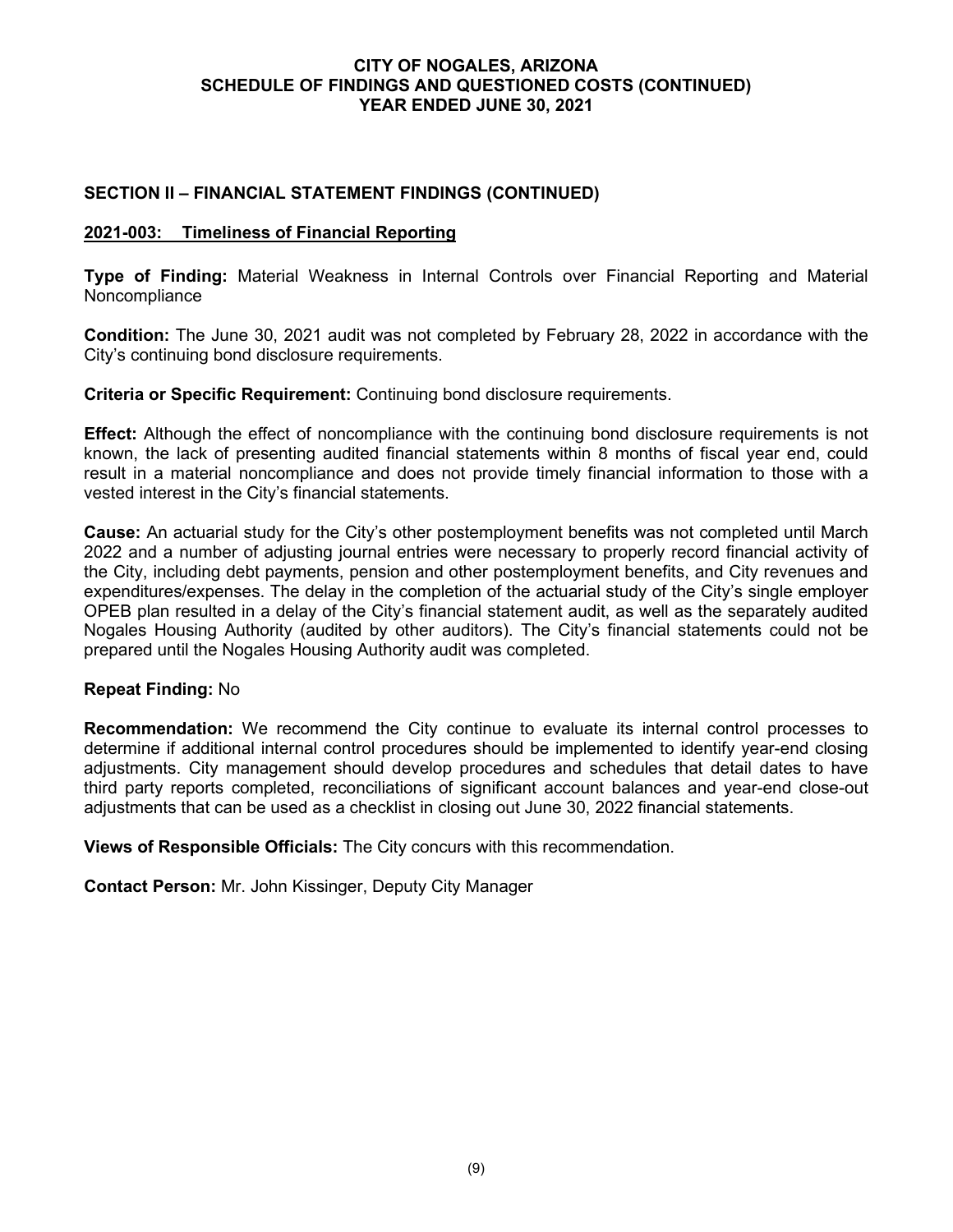## SECTION II – FINANCIAL STATEMENT FINDINGS (CONTINUED)

### 2021-003: Timeliness of Financial Reporting

**Type of Finding:** Material Weakness in Internal Controls over Financial Reporting and Material Noncompliance

**Condition:** The June 30, 2021 audit was not completed by February 28, 2022 in accordance with the City's continuing bond disclosure requirements.

**Criteria or Specific Requirement:** Continuing bond disclosure requirements.

**Effect:** Although the effect of noncompliance with the continuing bond disclosure requirements is not known, the lack of presenting audited financial statements within 8 months of fiscal year end, could result in a material noncompliance and does not provide timely financial information to those with a vested interest in the City's financial statements.

**Cause:** An actuarial study for the City's other postemployment benefits was not completed until March 2022 and a number of adjusting journal entries were necessary to properly record financial activity of the City, including debt payments, pension and other postemployment benefits, and City revenues and expenditures/expenses. The delay in the completion of the actuarial study of the City's single employer OPEB plan resulted in a delay of the City's financial statement audit, as well as the separately audited Nogales Housing Authority (audited by other auditors). The City's financial statements could not be prepared until the Nogales Housing Authority audit was completed.

**Repeat Finding:** No

**Recommendation:** We recommend the City continue to evaluate its internal control processes to determine if additional internal control procedures should be implemented to identify year-end closing adjustments. City management should develop procedures and schedules that detail dates to have third party reports completed, reconciliations of significant account balances and year-end close-out adjustments that can be used as a checklist in closing out June 30, 2022 financial statements.

**Views of Responsible Officials:** The City concurs with this recommendation.

**Contact Person:** Mr. John Kissinger, Deputy City Manager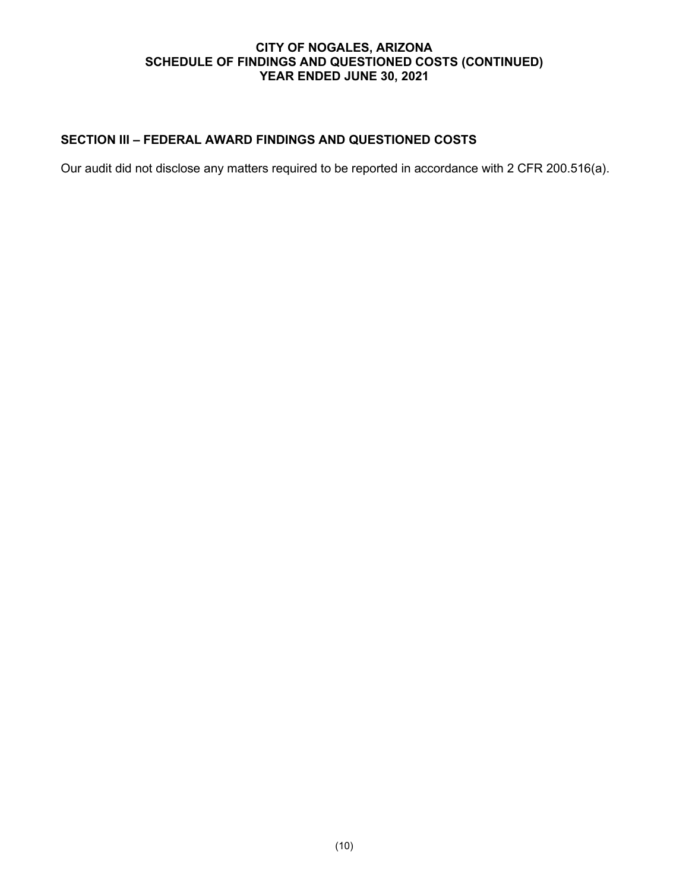# CITY OF NOGALES, ARIZONA
## SCHEDULE OF FINDINGS AND QUESTIONED COSTS (CONTINUED)
## YEAR ENDED JUNE 30, 2021

### SECTION III – FEDERAL AWARD FINDINGS AND QUESTIONED COSTS

Our audit did not disclose any matters required to be reported in accordance with 2 CFR 200.516(a).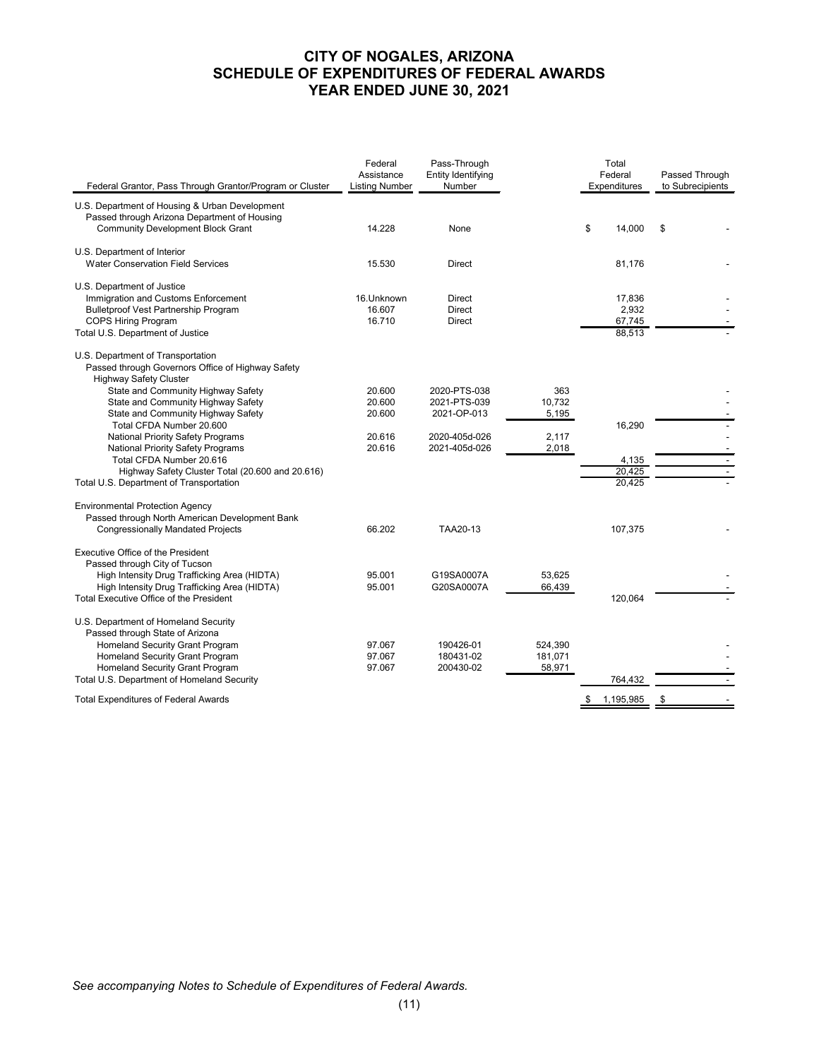# CITY OF NOGALES, ARIZONA
# SCHEDULE OF EXPENDITURES OF FEDERAL AWARDS
# YEAR ENDED JUNE 30, 2021

| Federal Grantor, Pass Through Grantor/Program or Cluster | Federal Assistance Listing Number | Pass-Through Entity Identifying Number | | Total Federal Expenditures | Passed Through to Subrecipients |
|---|---|---|---|---|---|
| U.S. Department of Housing & Urban Development | | | | | |
| Passed through Arizona Department of Housing | | | | | |
| Community Development Block Grant | 14.228 | None | | $ 14,000 | $ - |
| U.S. Department of Interior | | | | | |
| Water Conservation Field Services | 15.530 | Direct | | 81,176 | - |
| U.S. Department of Justice | | | | | |
| Immigration and Customs Enforcement | 16.Unknown | Direct | | 17,836 | - |
| Bulletproof Vest Partnership Program | 16.607 | Direct | | 2,932 | - |
| COPS Hiring Program | 16.710 | Direct | | 67,745 | - |
| Total U.S. Department of Justice | | | | 88,513 | - |
| U.S. Department of Transportation | | | | | |
| Passed through Governors Office of Highway Safety | | | | | |
| Highway Safety Cluster | | | | | |
| State and Community Highway Safety | 20.600 | 2020-PTS-038 | 363 | | - |
| State and Community Highway Safety | 20.600 | 2021-PTS-039 | 10,732 | | - |
| State and Community Highway Safety | 20.600 | 2021-OP-013 | 5,195 | | - |
| Total CFDA Number 20.600 | | | | 16,290 | - |
| National Priority Safety Programs | 20.616 | 2020-405d-026 | 2,117 | | - |
| National Priority Safety Programs | 20.616 | 2021-405d-026 | 2,018 | | - |
| Total CFDA Number 20.616 | | | | 4,135 | - |
| Highway Safety Cluster Total (20.600 and 20.616) | | | | 20,425 | - |
| Total U.S. Department of Transportation | | | | 20,425 | - |
| Environmental Protection Agency | | | | | |
| Passed through North American Development Bank | | | | | |
| Congressionally Mandated Projects | 66.202 | TAA20-13 | | 107,375 | - |
| Executive Office of the President | | | | | |
| Passed through City of Tucson | | | | | |
| High Intensity Drug Trafficking Area (HIDTA) | 95.001 | G19SA0007A | 53,625 | | - |
| High Intensity Drug Trafficking Area (HIDTA) | 95.001 | G20SA0007A | 66,439 | | - |
| Total Executive Office of the President | | | | 120,064 | - |
| U.S. Department of Homeland Security | | | | | |
| Passed through State of Arizona | | | | | |
| Homeland Security Grant Program | 97.067 | 190426-01 | 524,390 | | - |
| Homeland Security Grant Program | 97.067 | 180431-02 | 181,071 | | - |
| Homeland Security Grant Program | 97.067 | 200430-02 | 58,971 | | - |
| Total U.S. Department of Homeland Security | | | | 764,432 | - |
| Total Expenditures of Federal Awards | | | | $ 1,195,985 | $ - |

*See accompanying Notes to Schedule of Expenditures of Federal Awards.*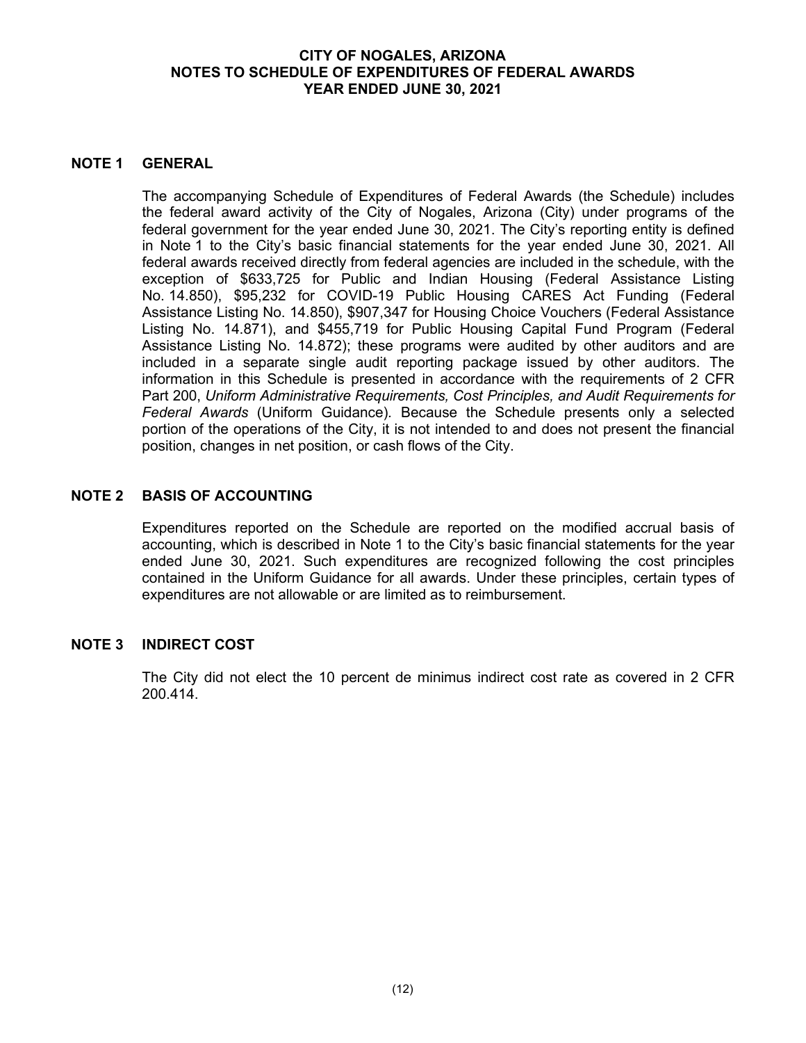# CITY OF NOGALES, ARIZONA
## NOTES TO SCHEDULE OF EXPENDITURES OF FEDERAL AWARDS
## YEAR ENDED JUNE 30, 2021

### NOTE 1 GENERAL

The accompanying Schedule of Expenditures of Federal Awards (the Schedule) includes the federal award activity of the City of Nogales, Arizona (City) under programs of the federal government for the year ended June 30, 2021. The City's reporting entity is defined in Note 1 to the City's basic financial statements for the year ended June 30, 2021. All federal awards received directly from federal agencies are included in the schedule, with the exception of $633,725 for Public and Indian Housing (Federal Assistance Listing No. 14.850), $95,232 for COVID-19 Public Housing CARES Act Funding (Federal Assistance Listing No. 14.850), $907,347 for Housing Choice Vouchers (Federal Assistance Listing No. 14.871), and $455,719 for Public Housing Capital Fund Program (Federal Assistance Listing No. 14.872); these programs were audited by other auditors and are included in a separate single audit reporting package issued by other auditors. The information in this Schedule is presented in accordance with the requirements of 2 CFR Part 200, *Uniform Administrative Requirements, Cost Principles, and Audit Requirements for Federal Awards* (Uniform Guidance). Because the Schedule presents only a selected portion of the operations of the City, it is not intended to and does not present the financial position, changes in net position, or cash flows of the City.

### NOTE 2 BASIS OF ACCOUNTING

Expenditures reported on the Schedule are reported on the modified accrual basis of accounting, which is described in Note 1 to the City's basic financial statements for the year ended June 30, 2021. Such expenditures are recognized following the cost principles contained in the Uniform Guidance for all awards. Under these principles, certain types of expenditures are not allowable or are limited as to reimbursement.

### NOTE 3 INDIRECT COST

The City did not elect the 10 percent de minimus indirect cost rate as covered in 2 CFR 200.414.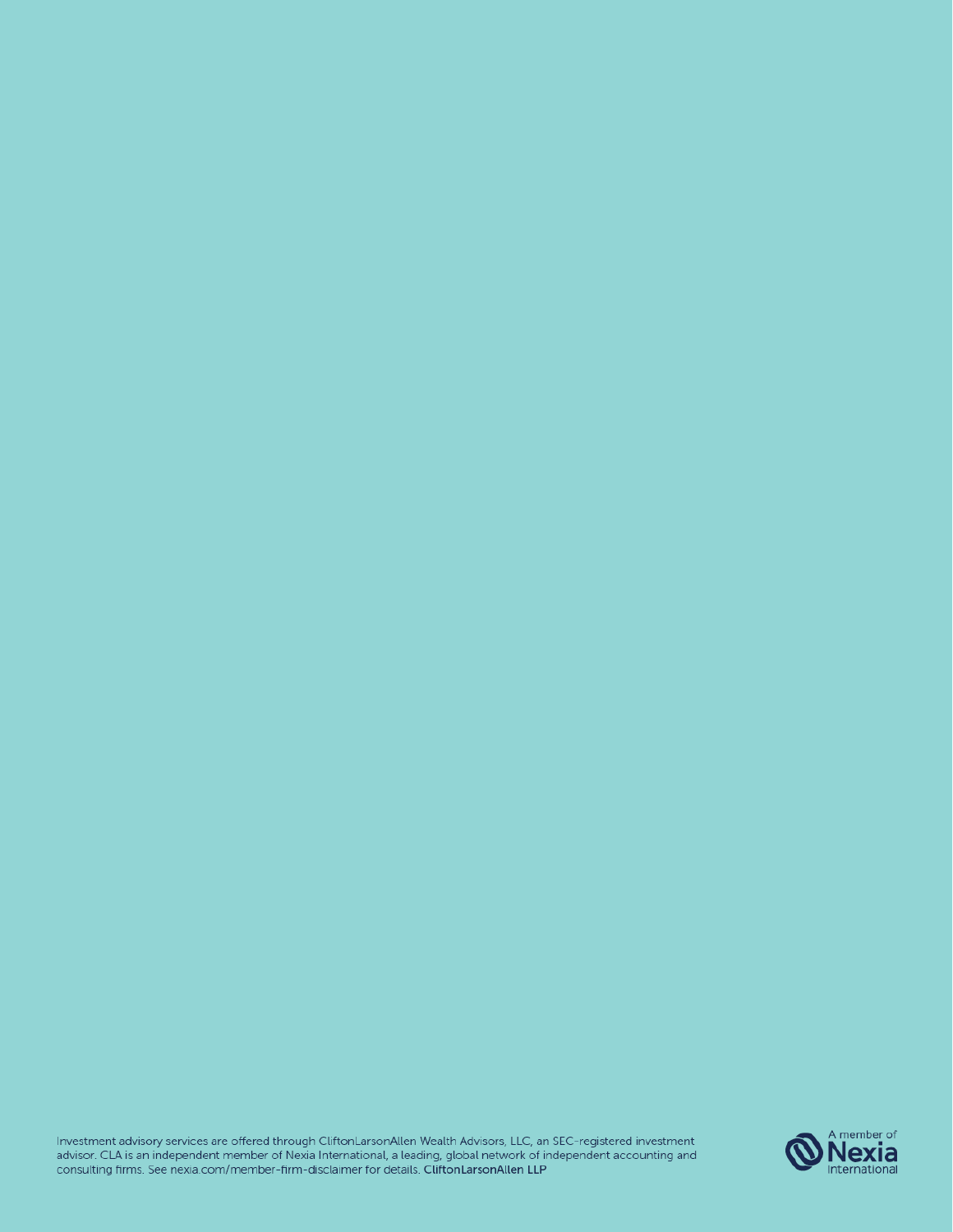Investment advisory services are offered through CliftonLarsonAllen Wealth Advisors, LLC, an SEC-registered investment advisor. CLA is an independent member of Nexia International, a leading, global network of independent accounting and consulting firms. See nexia.com/member-firm-disclaimer for details. **CliftonLarsonAllen LLP**

A member of Nexia International